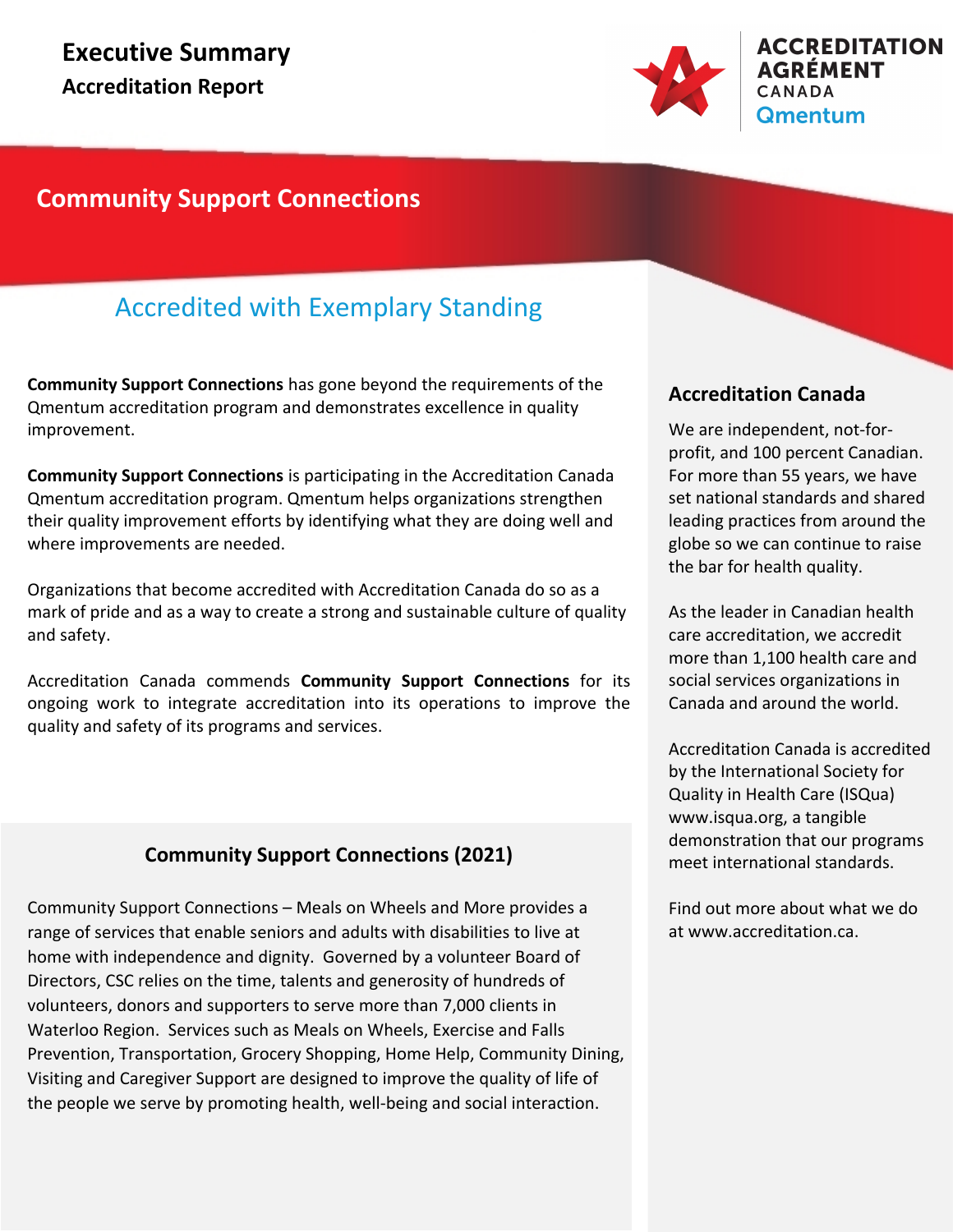# Executive Summary

## Accreditation Report

ACCREDITATION AGRÉMENT CANADA Qmentum

## Community Support Connections

### Accredited with Exemplary Standing

**Community Support Connections** has gone beyond the requirements of the Qmentum accreditation program and demonstrates excellence in quality improvement.

**Community Support Connections** is participating in the Accreditation Canada Qmentum accreditation program. Qmentum helps organizations strengthen their quality improvement efforts by identifying what they are doing well and where improvements are needed.

Organizations that become accredited with Accreditation Canada do so as a mark of pride and as a way to create a strong and sustainable culture of quality and safety.

Accreditation Canada commends **Community Support Connections** for its ongoing work to integrate accreditation into its operations to improve the quality and safety of its programs and services.

### Community Support Connections (2021)

Community Support Connections – Meals on Wheels and More provides a range of services that enable seniors and adults with disabilities to live at home with independence and dignity. Governed by a volunteer Board of Directors, CSC relies on the time, talents and generosity of hundreds of volunteers, donors and supporters to serve more than 7,000 clients in Waterloo Region. Services such as Meals on Wheels, Exercise and Falls Prevention, Transportation, Grocery Shopping, Home Help, Community Dining, Visiting and Caregiver Support are designed to improve the quality of life of the people we serve by promoting health, well-being and social interaction.

### Accreditation Canada

We are independent, not-for-profit, and 100 percent Canadian. For more than 55 years, we have set national standards and shared leading practices from around the globe so we can continue to raise the bar for health quality.

As the leader in Canadian health care accreditation, we accredit more than 1,100 health care and social services organizations in Canada and around the world.

Accreditation Canada is accredited by the International Society for Quality in Health Care (ISQua) www.isqua.org, a tangible demonstration that our programs meet international standards.

Find out more about what we do at www.accreditation.ca.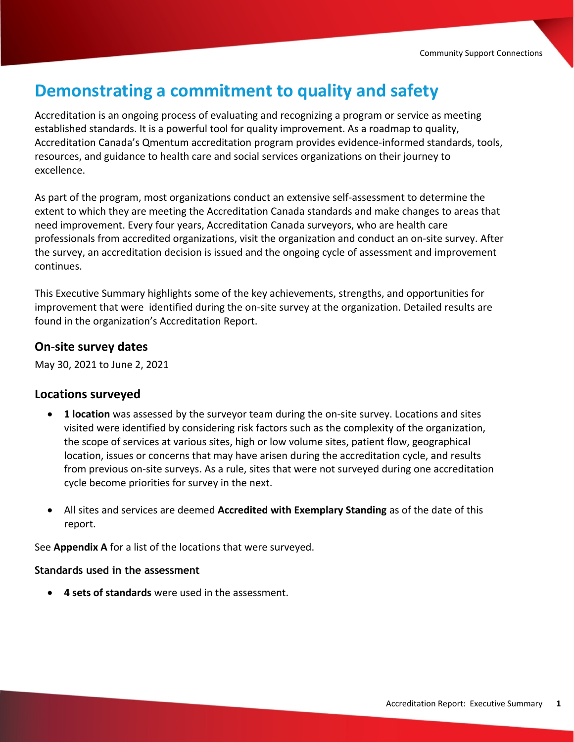# Demonstrating a commitment to quality and safety

Accreditation is an ongoing process of evaluating and recognizing a program or service as meeting established standards. It is a powerful tool for quality improvement. As a roadmap to quality, Accreditation Canada's Qmentum accreditation program provides evidence-informed standards, tools, resources, and guidance to health care and social services organizations on their journey to excellence.

As part of the program, most organizations conduct an extensive self-assessment to determine the extent to which they are meeting the Accreditation Canada standards and make changes to areas that need improvement. Every four years, Accreditation Canada surveyors, who are health care professionals from accredited organizations, visit the organization and conduct an on-site survey. After the survey, an accreditation decision is issued and the ongoing cycle of assessment and improvement continues.

This Executive Summary highlights some of the key achievements, strengths, and opportunities for improvement that were identified during the on-site survey at the organization. Detailed results are found in the organization's Accreditation Report.

## On-site survey dates

May 30, 2021 to June 2, 2021

## Locations surveyed

- **1 location** was assessed by the surveyor team during the on-site survey. Locations and sites visited were identified by considering risk factors such as the complexity of the organization, the scope of services at various sites, high or low volume sites, patient flow, geographical location, issues or concerns that may have arisen during the accreditation cycle, and results from previous on-site surveys. As a rule, sites that were not surveyed during one accreditation cycle become priorities for survey in the next.

- All sites and services are deemed **Accredited with Exemplary Standing** as of the date of this report.

See **Appendix A** for a list of the locations that were surveyed.

### Standards used in the assessment

- **4 sets of standards** were used in the assessment.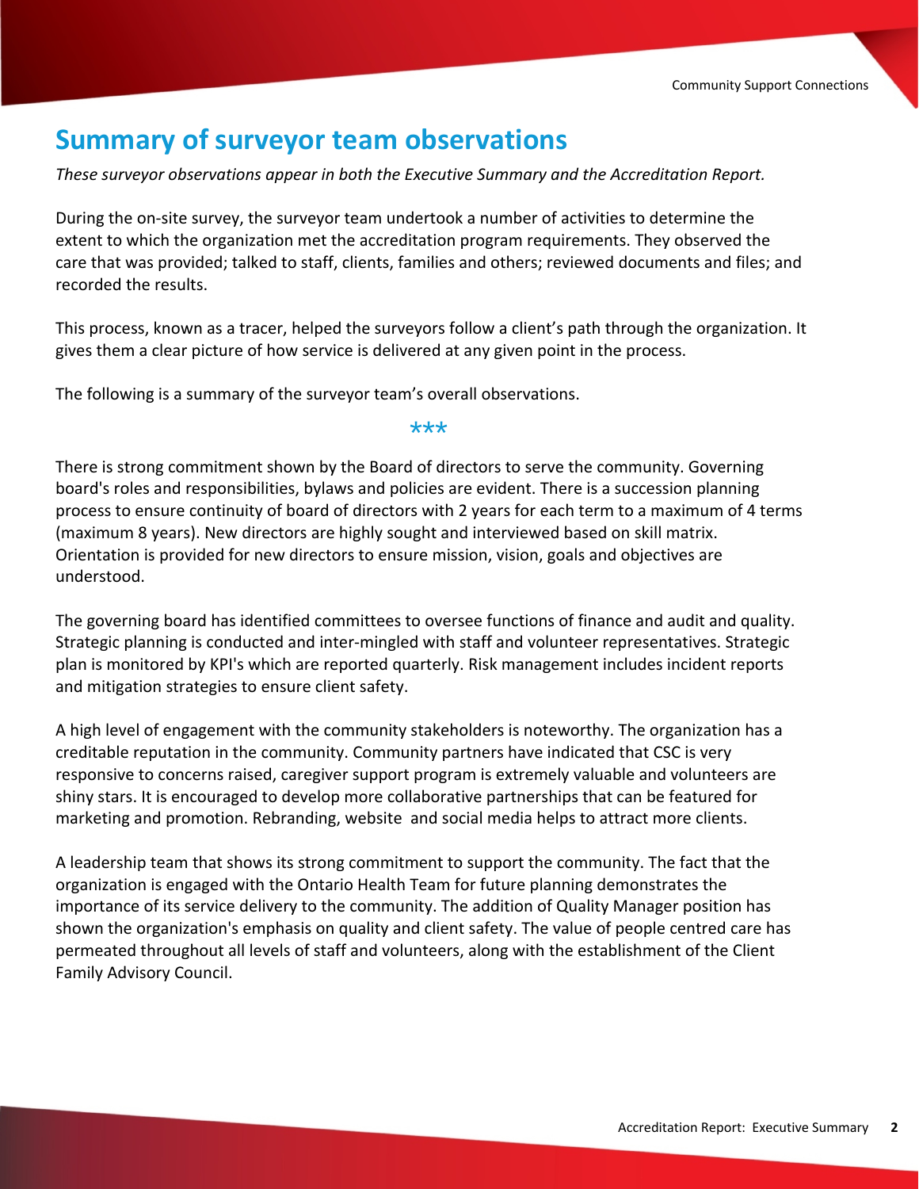## Summary of surveyor team observations

*These surveyor observations appear in both the Executive Summary and the Accreditation Report.*

During the on-site survey, the surveyor team undertook a number of activities to determine the extent to which the organization met the accreditation program requirements. They observed the care that was provided; talked to staff, clients, families and others; reviewed documents and files; and recorded the results.

This process, known as a tracer, helped the surveyors follow a client's path through the organization. It gives them a clear picture of how service is delivered at any given point in the process.

The following is a summary of the surveyor team's overall observations.

***

There is strong commitment shown by the Board of directors to serve the community. Governing board's roles and responsibilities, bylaws and policies are evident. There is a succession planning process to ensure continuity of board of directors with 2 years for each term to a maximum of 4 terms (maximum 8 years). New directors are highly sought and interviewed based on skill matrix. Orientation is provided for new directors to ensure mission, vision, goals and objectives are understood.

The governing board has identified committees to oversee functions of finance and audit and quality. Strategic planning is conducted and inter-mingled with staff and volunteer representatives. Strategic plan is monitored by KPI's which are reported quarterly. Risk management includes incident reports and mitigation strategies to ensure client safety.

A high level of engagement with the community stakeholders is noteworthy. The organization has a creditable reputation in the community. Community partners have indicated that CSC is very responsive to concerns raised, caregiver support program is extremely valuable and volunteers are shiny stars. It is encouraged to develop more collaborative partnerships that can be featured for marketing and promotion. Rebranding, website and social media helps to attract more clients.

A leadership team that shows its strong commitment to support the community. The fact that the organization is engaged with the Ontario Health Team for future planning demonstrates the importance of its service delivery to the community. The addition of Quality Manager position has shown the organization's emphasis on quality and client safety. The value of people centred care has permeated throughout all levels of staff and volunteers, along with the establishment of the Client Family Advisory Council.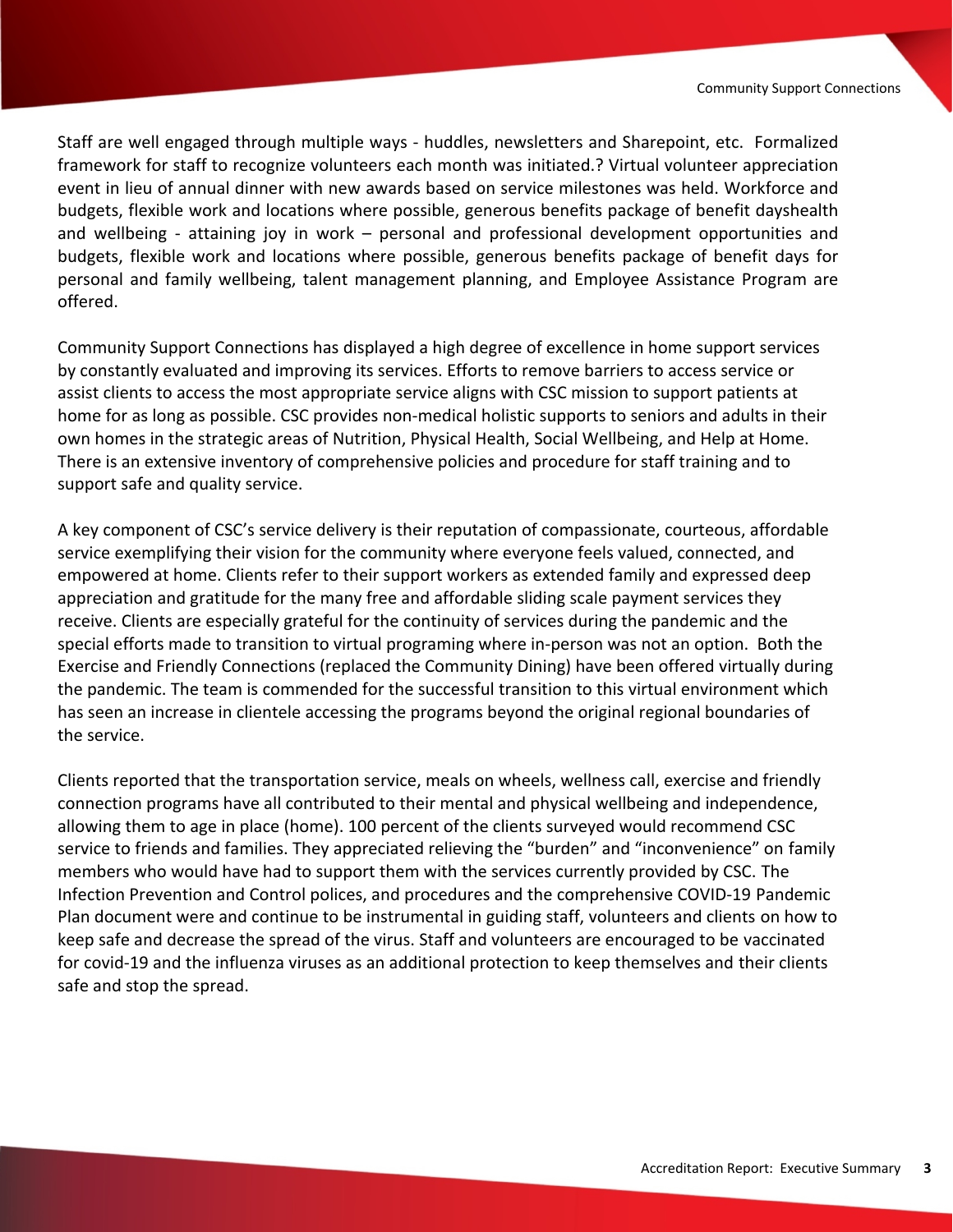Staff are well engaged through multiple ways - huddles, newsletters and Sharepoint, etc. Formalized framework for staff to recognize volunteers each month was initiated.? Virtual volunteer appreciation event in lieu of annual dinner with new awards based on service milestones was held. Workforce and budgets, flexible work and locations where possible, generous benefits package of benefit dayshealth and wellbeing - attaining joy in work – personal and professional development opportunities and budgets, flexible work and locations where possible, generous benefits package of benefit days for personal and family wellbeing, talent management planning, and Employee Assistance Program are offered.

Community Support Connections has displayed a high degree of excellence in home support services by constantly evaluated and improving its services. Efforts to remove barriers to access service or assist clients to access the most appropriate service aligns with CSC mission to support patients at home for as long as possible. CSC provides non-medical holistic supports to seniors and adults in their own homes in the strategic areas of Nutrition, Physical Health, Social Wellbeing, and Help at Home. There is an extensive inventory of comprehensive policies and procedure for staff training and to support safe and quality service.

A key component of CSC's service delivery is their reputation of compassionate, courteous, affordable service exemplifying their vision for the community where everyone feels valued, connected, and empowered at home. Clients refer to their support workers as extended family and expressed deep appreciation and gratitude for the many free and affordable sliding scale payment services they receive. Clients are especially grateful for the continuity of services during the pandemic and the special efforts made to transition to virtual programing where in-person was not an option. Both the Exercise and Friendly Connections (replaced the Community Dining) have been offered virtually during the pandemic. The team is commended for the successful transition to this virtual environment which has seen an increase in clientele accessing the programs beyond the original regional boundaries of the service.

Clients reported that the transportation service, meals on wheels, wellness call, exercise and friendly connection programs have all contributed to their mental and physical wellbeing and independence, allowing them to age in place (home). 100 percent of the clients surveyed would recommend CSC service to friends and families. They appreciated relieving the "burden" and "inconvenience" on family members who would have had to support them with the services currently provided by CSC. The Infection Prevention and Control polices, and procedures and the comprehensive COVID-19 Pandemic Plan document were and continue to be instrumental in guiding staff, volunteers and clients on how to keep safe and decrease the spread of the virus. Staff and volunteers are encouraged to be vaccinated for covid-19 and the influenza viruses as an additional protection to keep themselves and their clients safe and stop the spread.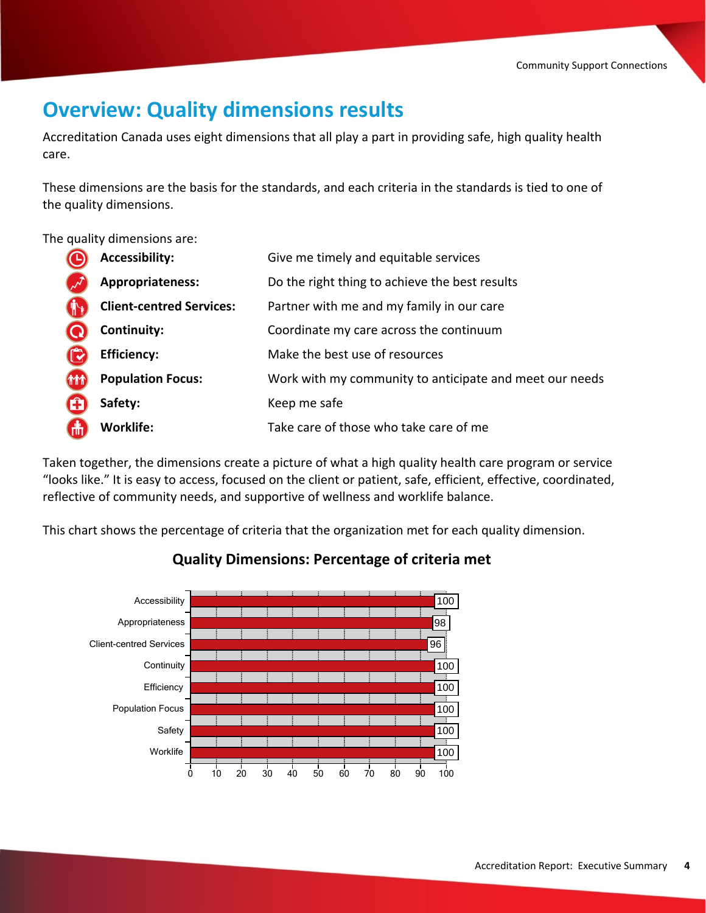# Overview: Quality dimensions results

Accreditation Canada uses eight dimensions that all play a part in providing safe, high quality health care.

These dimensions are the basis for the standards, and each criteria in the standards is tied to one of the quality dimensions.

The quality dimensions are:

| | |
|---|---|
| **Accessibility:** | Give me timely and equitable services |
| **Appropriateness:** | Do the right thing to achieve the best results |
| **Client-centred Services:** | Partner with me and my family in our care |
| **Continuity:** | Coordinate my care across the continuum |
| **Efficiency:** | Make the best use of resources |
| **Population Focus:** | Work with my community to anticipate and meet our needs |
| **Safety:** | Keep me safe |
| **Worklife:** | Take care of those who take care of me |

Taken together, the dimensions create a picture of what a high quality health care program or service "looks like." It is easy to access, focused on the client or patient, safe, efficient, effective, coordinated, reflective of community needs, and supportive of wellness and worklife balance.

This chart shows the percentage of criteria that the organization met for each quality dimension.

### Quality Dimensions: Percentage of criteria met

| Quality Dimension | Percentage of criteria met |
|---|---|
| Accessibility | 100 |
| Appropriateness | 98 |
| Client-centred Services | 96 |
| Continuity | 100 |
| Efficiency | 100 |
| Population Focus | 100 |
| Safety | 100 |
| Worklife | 100 |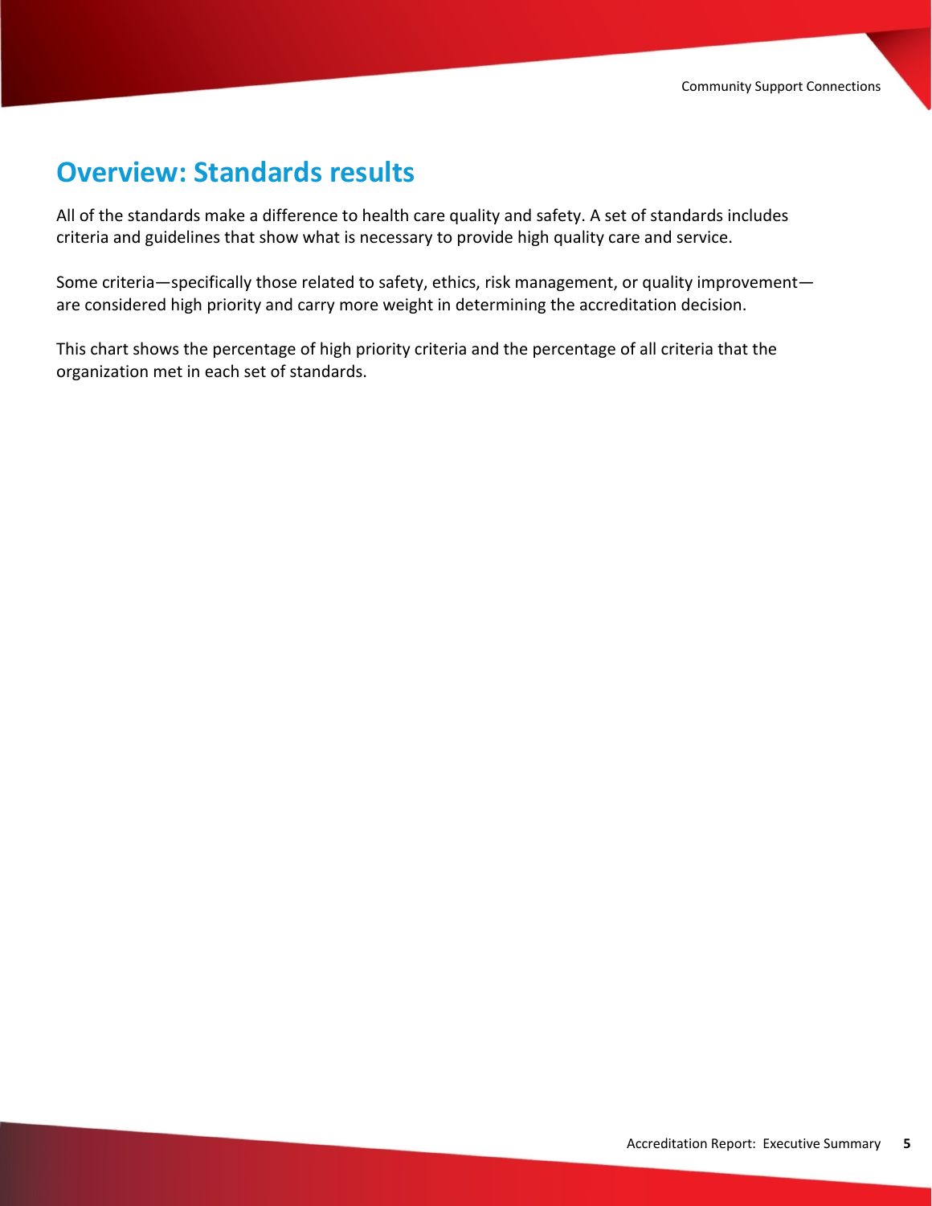## Overview: Standards results

All of the standards make a difference to health care quality and safety. A set of standards includes criteria and guidelines that show what is necessary to provide high quality care and service.

Some criteria—specifically those related to safety, ethics, risk management, or quality improvement—are considered high priority and carry more weight in determining the accreditation decision.

This chart shows the percentage of high priority criteria and the percentage of all criteria that the organization met in each set of standards.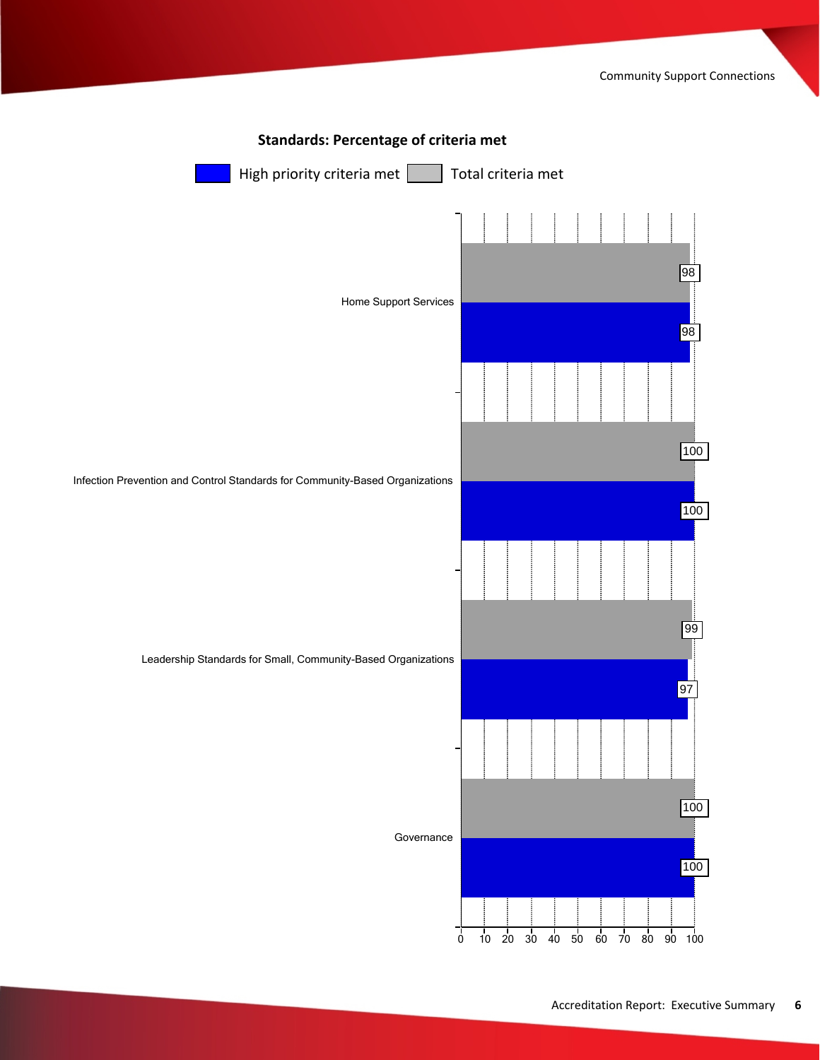**Standards: Percentage of criteria met**

| Standard | High priority criteria met | Total criteria met |
| --- | --- | --- |
| Home Support Services | 98 | 98 |
| Infection Prevention and Control Standards for Community-Based Organizations | 100 | 100 |
| Leadership Standards for Small, Community-Based Organizations | 97 | 99 |
| Governance | 100 | 100 |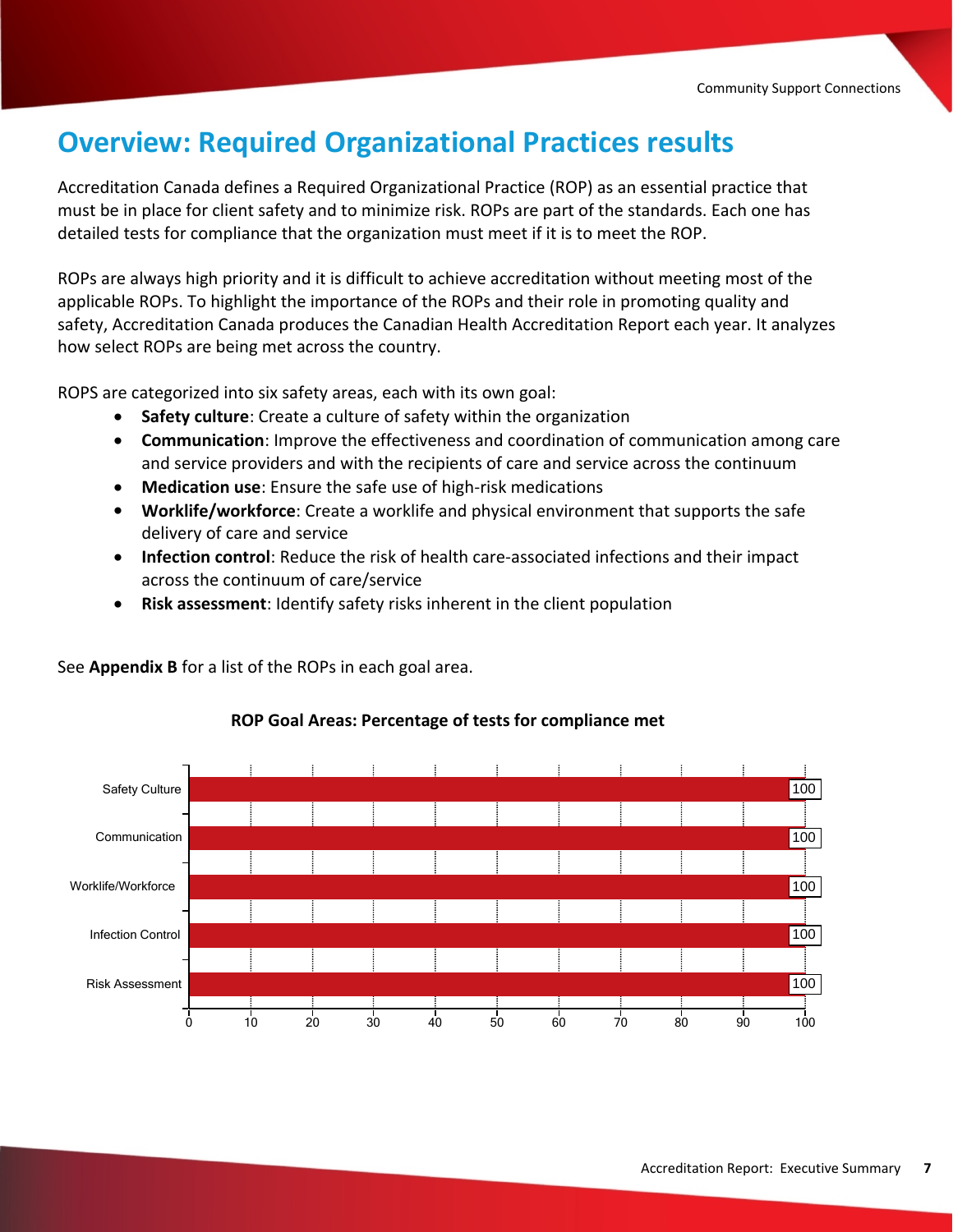## Overview: Required Organizational Practices results

Accreditation Canada defines a Required Organizational Practice (ROP) as an essential practice that must be in place for client safety and to minimize risk. ROPs are part of the standards. Each one has detailed tests for compliance that the organization must meet if it is to meet the ROP.

ROPs are always high priority and it is difficult to achieve accreditation without meeting most of the applicable ROPs. To highlight the importance of the ROPs and their role in promoting quality and safety, Accreditation Canada produces the Canadian Health Accreditation Report each year. It analyzes how select ROPs are being met across the country.

ROPS are categorized into six safety areas, each with its own goal:

- **Safety culture**: Create a culture of safety within the organization
- **Communication**: Improve the effectiveness and coordination of communication among care and service providers and with the recipients of care and service across the continuum
- **Medication use**: Ensure the safe use of high-risk medications
- **Worklife/workforce**: Create a worklife and physical environment that supports the safe delivery of care and service
- **Infection control**: Reduce the risk of health care-associated infections and their impact across the continuum of care/service
- **Risk assessment**: Identify safety risks inherent in the client population

See **Appendix B** for a list of the ROPs in each goal area.

**ROP Goal Areas: Percentage of tests for compliance met**

| ROP Goal Area | Percentage of tests for compliance met |
|---|---|
| Safety Culture | 100 |
| Communication | 100 |
| Worklife/Workforce | 100 |
| Infection Control | 100 |
| Risk Assessment | 100 |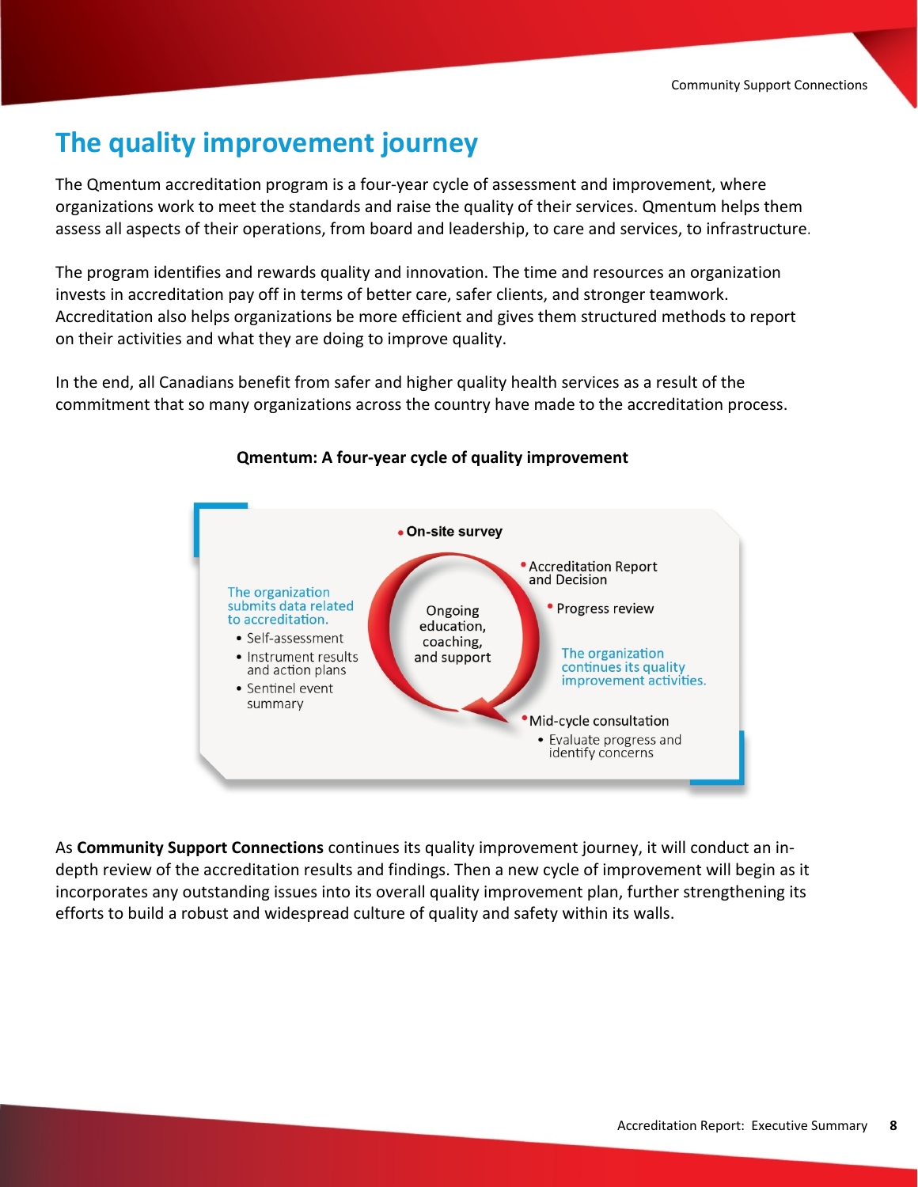## The quality improvement journey

The Qmentum accreditation program is a four-year cycle of assessment and improvement, where organizations work to meet the standards and raise the quality of their services. Qmentum helps them assess all aspects of their operations, from board and leadership, to care and services, to infrastructure.

The program identifies and rewards quality and innovation. The time and resources an organization invests in accreditation pay off in terms of better care, safer clients, and stronger teamwork. Accreditation also helps organizations be more efficient and gives them structured methods to report on their activities and what they are doing to improve quality.

In the end, all Canadians benefit from safer and higher quality health services as a result of the commitment that so many organizations across the country have made to the accreditation process.

**Qmentum: A four-year cycle of quality improvement**

The organization submits data related to accreditation.

- Self-assessment
- Instrument results and action plans
- Sentinel event summary

Ongoing education, coaching, and support

- On-site survey
- Accreditation Report and Decision
- Progress review

The organization continues its quality improvement activities.

- Mid-cycle consultation
  - Evaluate progress and identify concerns

As **Community Support Connections** continues its quality improvement journey, it will conduct an in-depth review of the accreditation results and findings. Then a new cycle of improvement will begin as it incorporates any outstanding issues into its overall quality improvement plan, further strengthening its efforts to build a robust and widespread culture of quality and safety within its walls.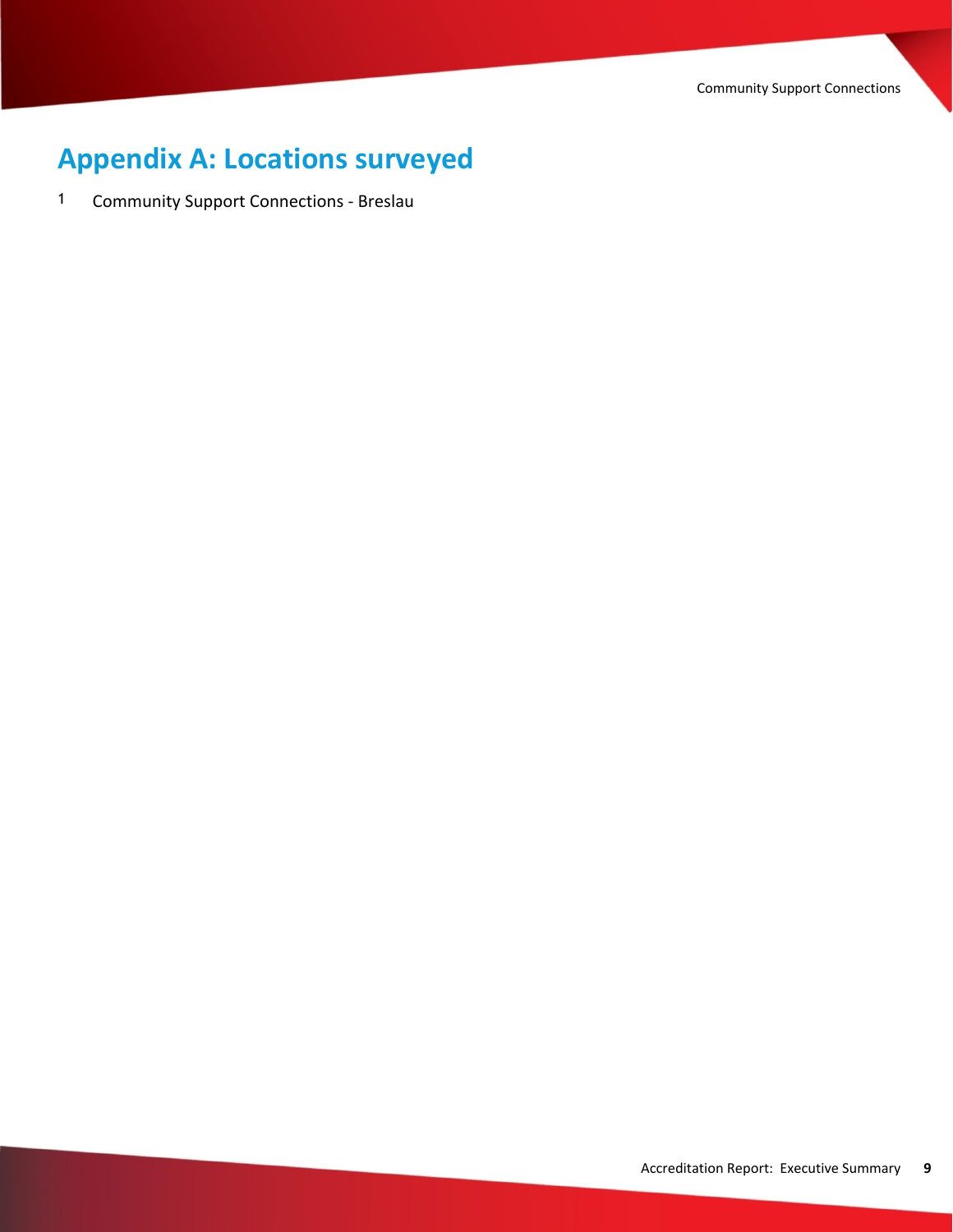# Appendix A: Locations surveyed

1 Community Support Connections - Breslau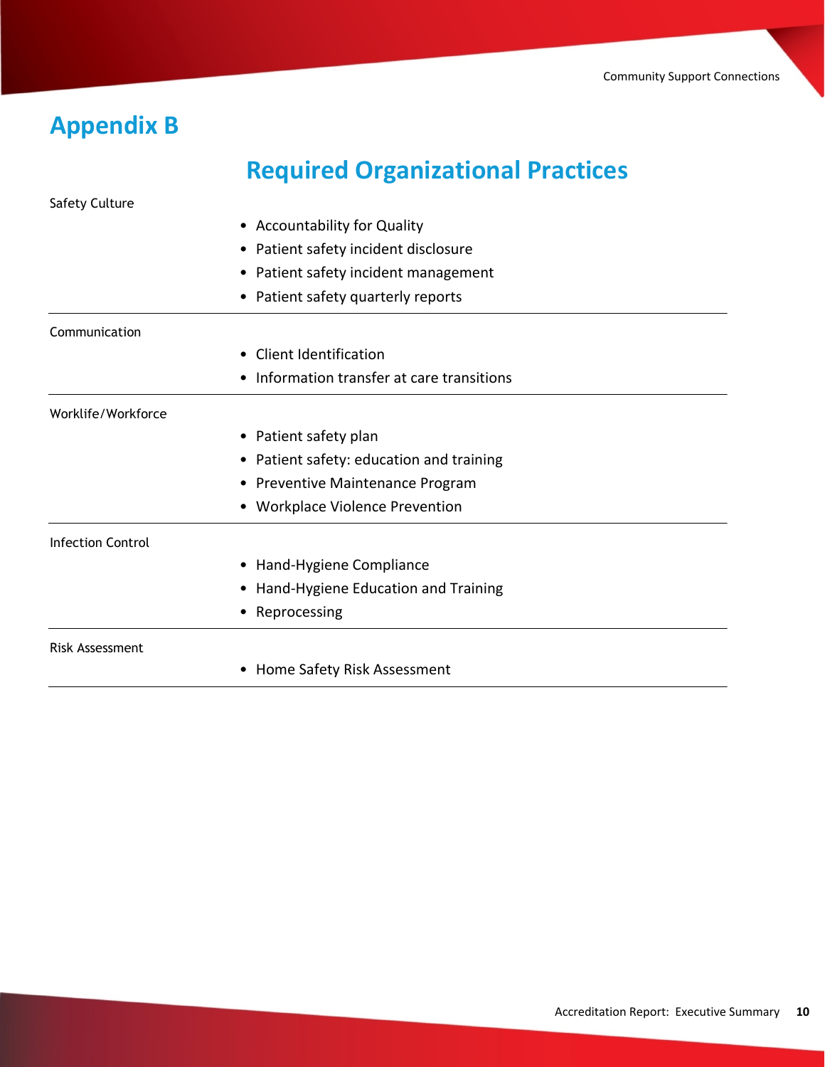# Appendix B

## Required Organizational Practices

Safety Culture

- Accountability for Quality
- Patient safety incident disclosure
- Patient safety incident management
- Patient safety quarterly reports

Communication

- Client Identification
- Information transfer at care transitions

Worklife/Workforce

- Patient safety plan
- Patient safety: education and training
- Preventive Maintenance Program
- Workplace Violence Prevention

Infection Control

- Hand-Hygiene Compliance
- Hand-Hygiene Education and Training
- Reprocessing

Risk Assessment

- Home Safety Risk Assessment